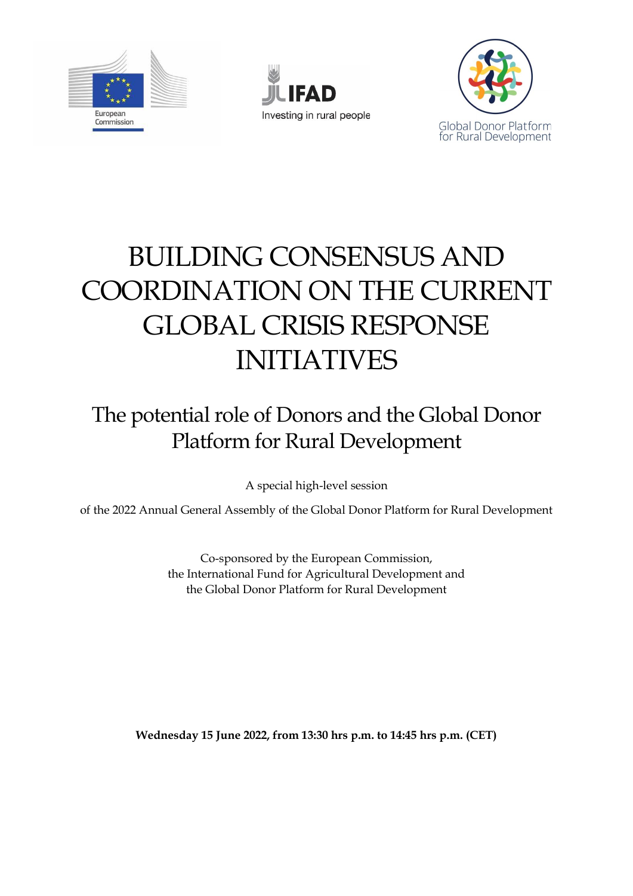European Commission

IFAD
Investing in rural people

Global Donor Platform for Rural Development

# BUILDING CONSENSUS AND COORDINATION ON THE CURRENT GLOBAL CRISIS RESPONSE INITIATIVES

## The potential role of Donors and the Global Donor Platform for Rural Development

A special high-level session

of the 2022 Annual General Assembly of the Global Donor Platform for Rural Development

Co-sponsored by the European Commission,
the International Fund for Agricultural Development and
the Global Donor Platform for Rural Development

**Wednesday 15 June 2022, from 13:30 hrs p.m. to 14:45 hrs p.m. (CET)**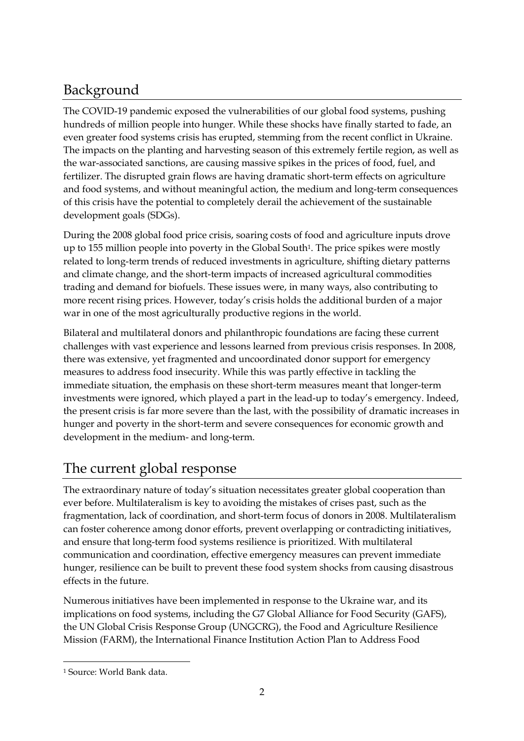## Background

The COVID-19 pandemic exposed the vulnerabilities of our global food systems, pushing hundreds of million people into hunger. While these shocks have finally started to fade, an even greater food systems crisis has erupted, stemming from the recent conflict in Ukraine. The impacts on the planting and harvesting season of this extremely fertile region, as well as the war-associated sanctions, are causing massive spikes in the prices of food, fuel, and fertilizer. The disrupted grain flows are having dramatic short-term effects on agriculture and food systems, and without meaningful action, the medium and long-term consequences of this crisis have the potential to completely derail the achievement of the sustainable development goals (SDGs).

During the 2008 global food price crisis, soaring costs of food and agriculture inputs drove up to 155 million people into poverty in the Global South[1]. The price spikes were mostly related to long-term trends of reduced investments in agriculture, shifting dietary patterns and climate change, and the short-term impacts of increased agricultural commodities trading and demand for biofuels. These issues were, in many ways, also contributing to more recent rising prices. However, today's crisis holds the additional burden of a major war in one of the most agriculturally productive regions in the world.

Bilateral and multilateral donors and philanthropic foundations are facing these current challenges with vast experience and lessons learned from previous crisis responses. In 2008, there was extensive, yet fragmented and uncoordinated donor support for emergency measures to address food insecurity. While this was partly effective in tackling the immediate situation, the emphasis on these short-term measures meant that longer-term investments were ignored, which played a part in the lead-up to today's emergency. Indeed, the present crisis is far more severe than the last, with the possibility of dramatic increases in hunger and poverty in the short-term and severe consequences for economic growth and development in the medium- and long-term.

## The current global response

The extraordinary nature of today's situation necessitates greater global cooperation than ever before. Multilateralism is key to avoiding the mistakes of crises past, such as the fragmentation, lack of coordination, and short-term focus of donors in 2008. Multilateralism can foster coherence among donor efforts, prevent overlapping or contradicting initiatives, and ensure that long-term food systems resilience is prioritized. With multilateral communication and coordination, effective emergency measures can prevent immediate hunger, resilience can be built to prevent these food system shocks from causing disastrous effects in the future.

Numerous initiatives have been implemented in response to the Ukraine war, and its implications on food systems, including the G7 Global Alliance for Food Security (GAFS), the UN Global Crisis Response Group (UNGCRG), the Food and Agriculture Resilience Mission (FARM), the International Finance Institution Action Plan to Address Food

[1] Source: World Bank data.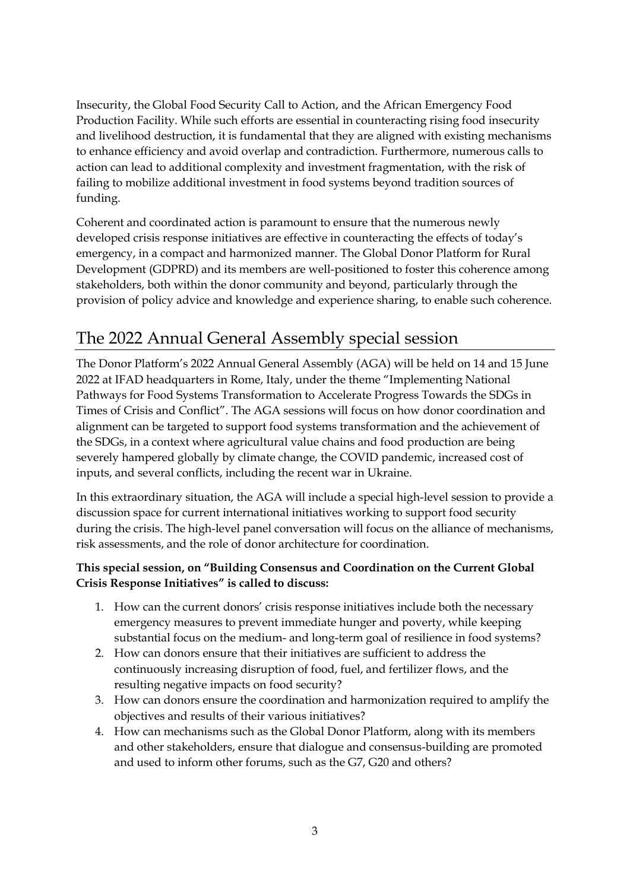Insecurity, the Global Food Security Call to Action, and the African Emergency Food Production Facility. While such efforts are essential in counteracting rising food insecurity and livelihood destruction, it is fundamental that they are aligned with existing mechanisms to enhance efficiency and avoid overlap and contradiction. Furthermore, numerous calls to action can lead to additional complexity and investment fragmentation, with the risk of failing to mobilize additional investment in food systems beyond tradition sources of funding.

Coherent and coordinated action is paramount to ensure that the numerous newly developed crisis response initiatives are effective in counteracting the effects of today's emergency, in a compact and harmonized manner. The Global Donor Platform for Rural Development (GDPRD) and its members are well-positioned to foster this coherence among stakeholders, both within the donor community and beyond, particularly through the provision of policy advice and knowledge and experience sharing, to enable such coherence.

## The 2022 Annual General Assembly special session

The Donor Platform's 2022 Annual General Assembly (AGA) will be held on 14 and 15 June 2022 at IFAD headquarters in Rome, Italy, under the theme "Implementing National Pathways for Food Systems Transformation to Accelerate Progress Towards the SDGs in Times of Crisis and Conflict". The AGA sessions will focus on how donor coordination and alignment can be targeted to support food systems transformation and the achievement of the SDGs, in a context where agricultural value chains and food production are being severely hampered globally by climate change, the COVID pandemic, increased cost of inputs, and several conflicts, including the recent war in Ukraine.

In this extraordinary situation, the AGA will include a special high-level session to provide a discussion space for current international initiatives working to support food security during the crisis. The high-level panel conversation will focus on the alliance of mechanisms, risk assessments, and the role of donor architecture for coordination.

**This special session, on "Building Consensus and Coordination on the Current Global Crisis Response Initiatives" is called to discuss:**

1. How can the current donors' crisis response initiatives include both the necessary emergency measures to prevent immediate hunger and poverty, while keeping substantial focus on the medium- and long-term goal of resilience in food systems?
2. How can donors ensure that their initiatives are sufficient to address the continuously increasing disruption of food, fuel, and fertilizer flows, and the resulting negative impacts on food security?
3. How can donors ensure the coordination and harmonization required to amplify the objectives and results of their various initiatives?
4. How can mechanisms such as the Global Donor Platform, along with its members and other stakeholders, ensure that dialogue and consensus-building are promoted and used to inform other forums, such as the G7, G20 and others?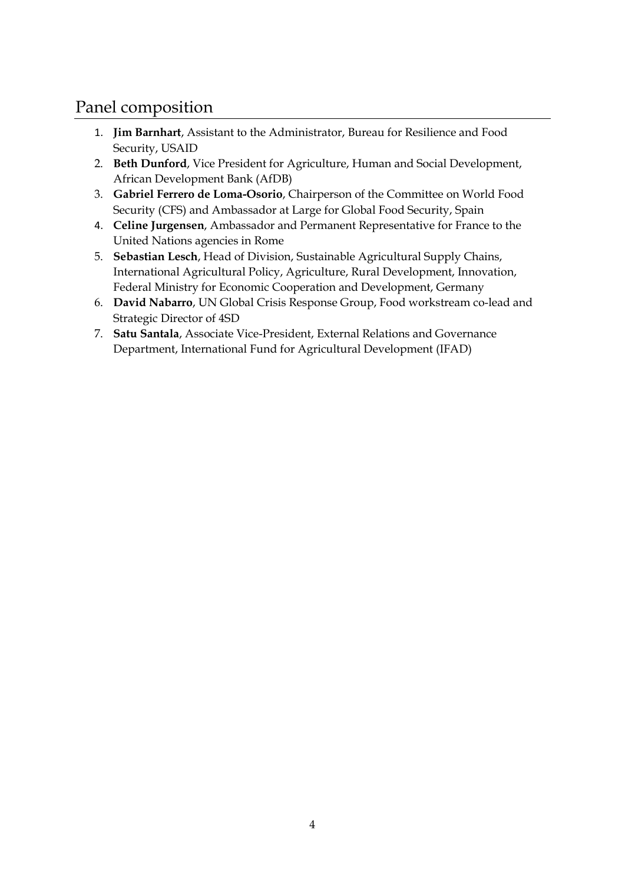## Panel composition

1. **Jim Barnhart**, Assistant to the Administrator, Bureau for Resilience and Food Security, USAID
2. **Beth Dunford**, Vice President for Agriculture, Human and Social Development, African Development Bank (AfDB)
3. **Gabriel Ferrero de Loma-Osorio**, Chairperson of the Committee on World Food Security (CFS) and Ambassador at Large for Global Food Security, Spain
4. **Celine Jurgensen**, Ambassador and Permanent Representative for France to the United Nations agencies in Rome
5. **Sebastian Lesch**, Head of Division, Sustainable Agricultural Supply Chains, International Agricultural Policy, Agriculture, Rural Development, Innovation, Federal Ministry for Economic Cooperation and Development, Germany
6. **David Nabarro**, UN Global Crisis Response Group, Food workstream co-lead and Strategic Director of 4SD
7. **Satu Santala**, Associate Vice-President, External Relations and Governance Department, International Fund for Agricultural Development (IFAD)